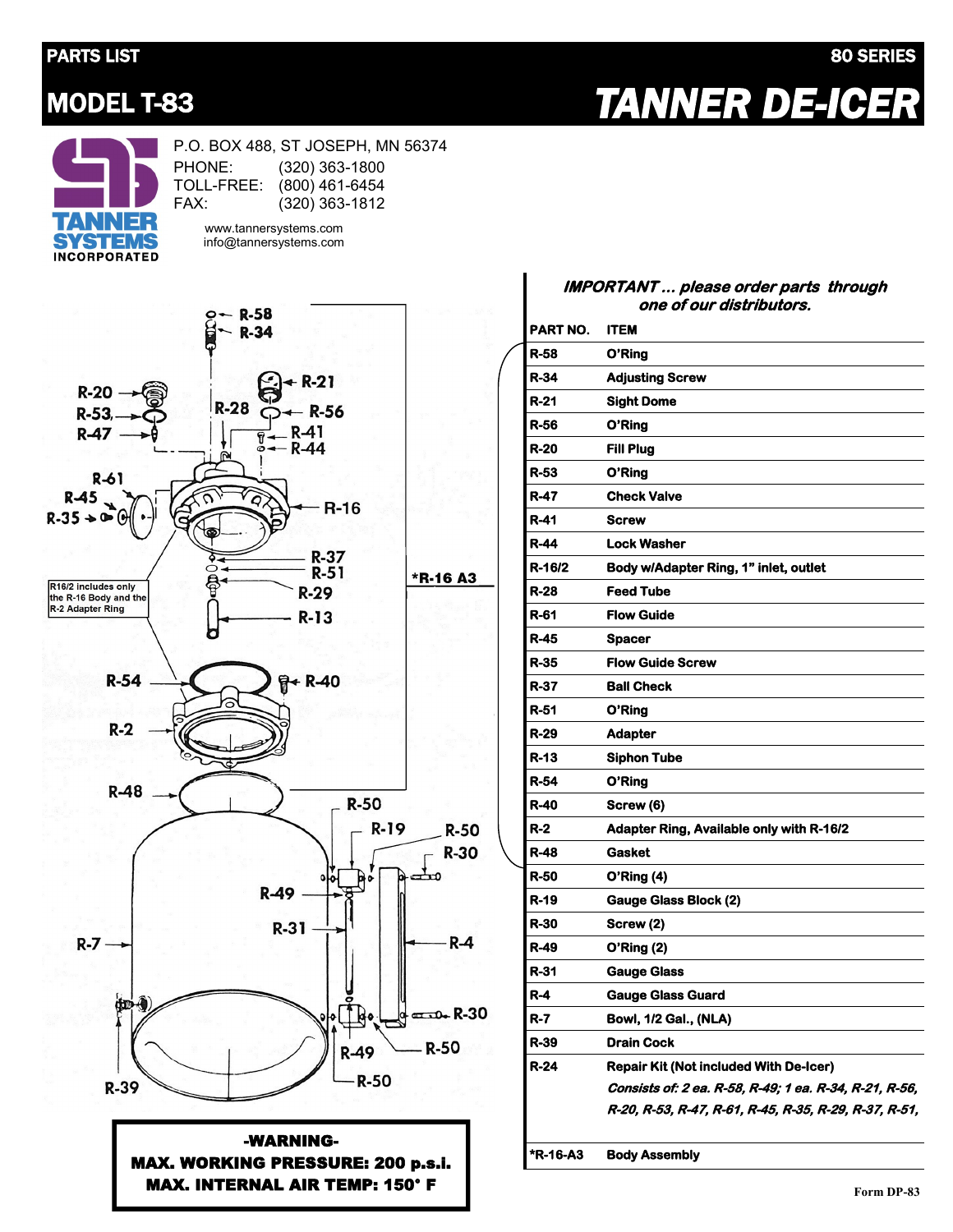**PARTS LIST** | **80 SERIES**

# MODEL T-83

# TANNER DE-ICER

TANNER SYSTEMS INCORPORATED

P.O. BOX 488, ST JOSEPH, MN 56374
PHONE: (320) 363-1800
TOLL-FREE: (800) 461-6454
FAX: (320) 363-1812

www.tannersystems.com
info@tannersystems.com

R16/2 includes only the R-16 Body and the R-2 Adapter Ring

**-WARNING-**
**MAX. WORKING PRESSURE: 200 p.s.i.**
**MAX. INTERNAL AIR TEMP: 150° F**

***IMPORTANT ... please order parts through one of our distributors.***

| PART NO. | ITEM |
|---|---|
| R-58 | O'Ring |
| R-34 | Adjusting Screw |
| R-21 | Sight Dome |
| R-56 | O'Ring |
| R-20 | Fill Plug |
| R-53 | O'Ring |
| R-47 | Check Valve |
| R-41 | Screw |
| R-44 | Lock Washer |
| R-16/2 | Body w/Adapter Ring, 1" inlet, outlet |
| R-28 | Feed Tube |
| R-61 | Flow Guide |
| R-45 | Spacer |
| R-35 | Flow Guide Screw |
| R-37 | Ball Check |
| R-51 | O'Ring |
| R-29 | Adapter |
| R-13 | Siphon Tube |
| R-54 | O'Ring |
| R-40 | Screw (6) |
| R-2 | Adapter Ring, Available only with R-16/2 |
| R-48 | Gasket |
| R-50 | O'Ring (4) |
| R-19 | Gauge Glass Block (2) |
| R-30 | Screw (2) |
| R-49 | O'Ring (2) |
| R-31 | Gauge Glass |
| R-4 | Gauge Glass Guard |
| R-7 | Bowl, 1/2 Gal., (NLA) |
| R-39 | Drain Cock |
| R-24 | Repair Kit (Not included With De-Icer) *Consists of: 2 ea. R-58, R-49; 1 ea. R-34, R-21, R-56, R-20, R-53, R-47, R-61, R-45, R-35, R-29, R-37, R-51,* |
| *R-16-A3 | Body Assembly |

Form DP-83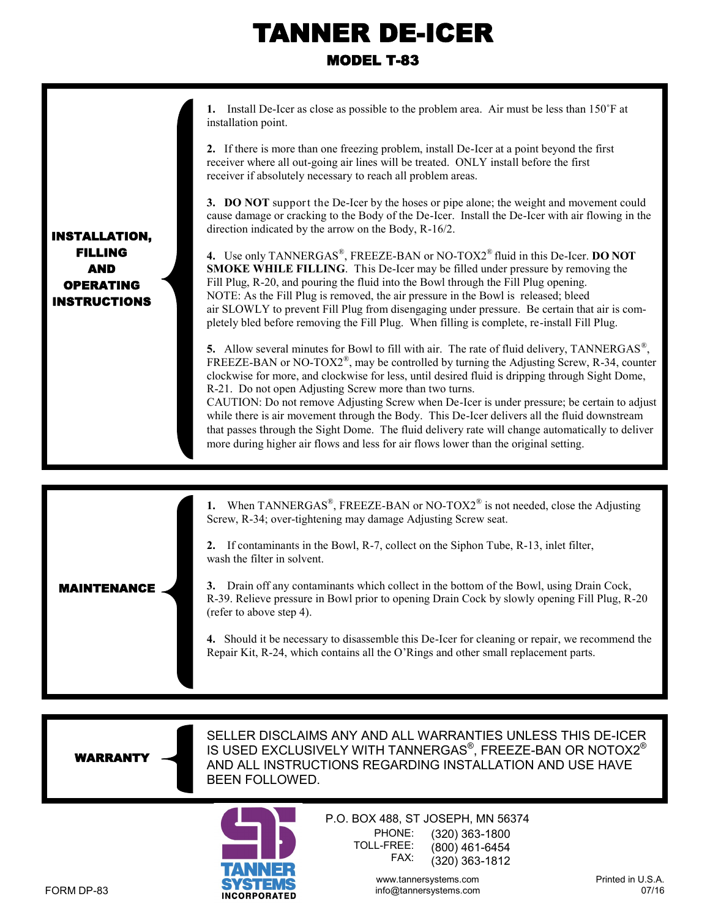# TANNER DE-ICER

## MODEL T-83

### INSTALLATION, FILLING AND OPERATING INSTRUCTIONS

**1.** Install De-Icer as close as possible to the problem area. Air must be less than 150˚F at installation point.

**2.** If there is more than one freezing problem, install De-Icer at a point beyond the first receiver where all out-going air lines will be treated. ONLY install before the first receiver if absolutely necessary to reach all problem areas.

**3.** **DO NOT** support the De-Icer by the hoses or pipe alone; the weight and movement could cause damage or cracking to the Body of the De-Icer. Install the De-Icer with air flowing in the direction indicated by the arrow on the Body, R-16/2.

**4.** Use only TANNERGAS®, FREEZE-BAN or NO-TOX2® fluid in this De-Icer. **DO NOT SMOKE WHILE FILLING**. This De-Icer may be filled under pressure by removing the Fill Plug, R-20, and pouring the fluid into the Bowl through the Fill Plug opening. NOTE: As the Fill Plug is removed, the air pressure in the Bowl is released; bleed air SLOWLY to prevent Fill Plug from disengaging under pressure. Be certain that air is completely bled before removing the Fill Plug. When filling is complete, re-install Fill Plug.

**5.** Allow several minutes for Bowl to fill with air. The rate of fluid delivery, TANNERGAS®, FREEZE-BAN or NO-TOX2®, may be controlled by turning the Adjusting Screw, R-34, counter clockwise for more, and clockwise for less, until desired fluid is dripping through Sight Dome, R-21. Do not open Adjusting Screw more than two turns.
CAUTION: Do not remove Adjusting Screw when De-Icer is under pressure; be certain to adjust while there is air movement through the Body. This De-Icer delivers all the fluid downstream that passes through the Sight Dome. The fluid delivery rate will change automatically to deliver more during higher air flows and less for air flows lower than the original setting.

### MAINTENANCE

**1.** When TANNERGAS®, FREEZE-BAN or NO-TOX2® is not needed, close the Adjusting Screw, R-34; over-tightening may damage Adjusting Screw seat.

**2.** If contaminants in the Bowl, R-7, collect on the Siphon Tube, R-13, inlet filter, wash the filter in solvent.

**3.** Drain off any contaminants which collect in the bottom of the Bowl, using Drain Cock, R-39. Relieve pressure in Bowl prior to opening Drain Cock by slowly opening Fill Plug, R-20 (refer to above step 4).

**4.** Should it be necessary to disassemble this De-Icer for cleaning or repair, we recommend the Repair Kit, R-24, which contains all the O'Rings and other small replacement parts.

### WARRANTY

SELLER DISCLAIMS ANY AND ALL WARRANTIES UNLESS THIS DE-ICER IS USED EXCLUSIVELY WITH TANNERGAS®, FREEZE-BAN OR NOTOX2® AND ALL INSTRUCTIONS REGARDING INSTALLATION AND USE HAVE BEEN FOLLOWED.

TANNER SYSTEMS INCORPORATED

P.O. BOX 488, ST JOSEPH, MN 56374

PHONE: (320) 363-1800
TOLL-FREE: (800) 461-6454
FAX: (320) 363-1812

www.tannersystems.com
info@tannersystems.com

FORM DP-83

Printed in U.S.A.
07/16